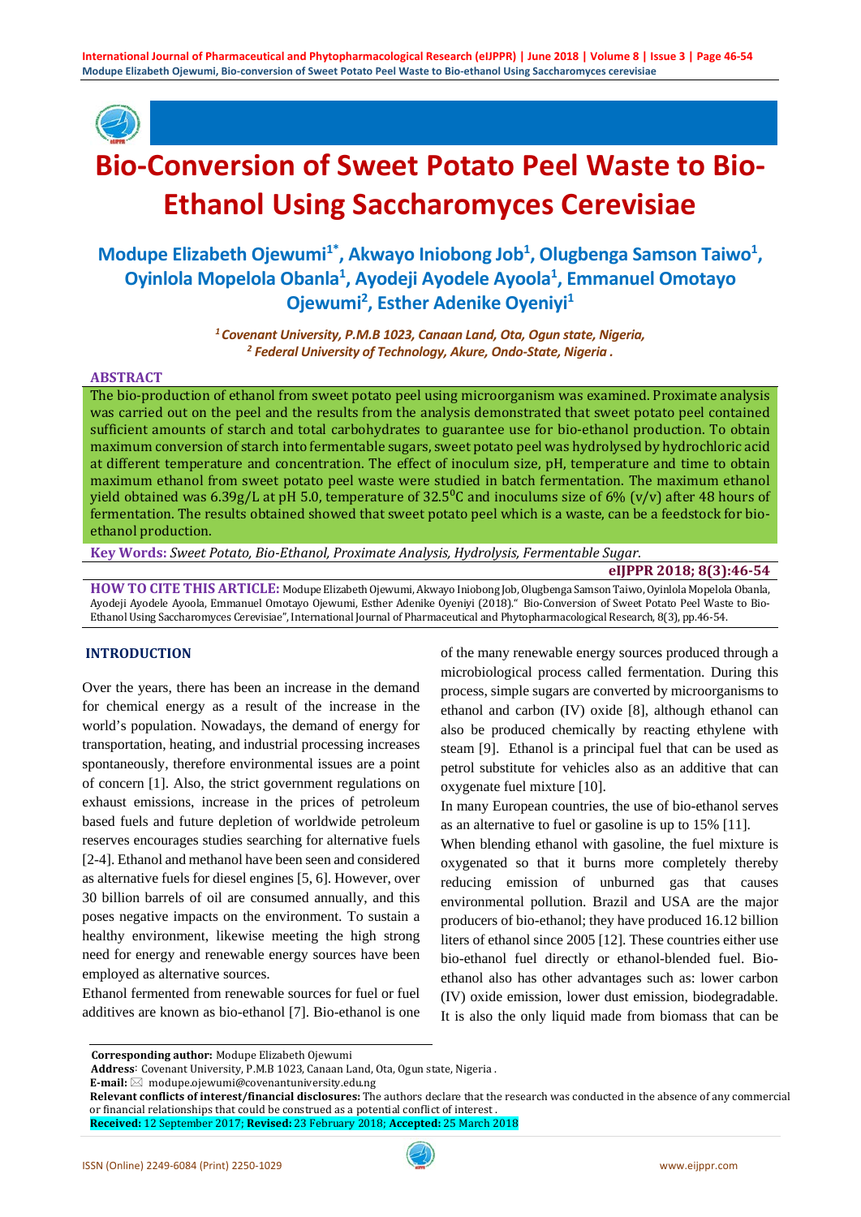# Bio-Conversion of Sweet Potato Peel Waste to Bio-Ethanol Using Saccharomyces Cerevisiae

**Modupe Elizabeth Ojewumi[1*], Akwayo Iniobong Job[1], Olugbenga Samson Taiwo[1], Oyinlola Mopelola Obanla[1], Ayodeji Ayodele Ayoola[1], Emmanuel Omotayo Ojewumi[2], Esther Adenike Oyeniyi[1]**

*[1] Covenant University, P.M.B 1023, Canaan Land, Ota, Ogun state, Nigeria,*
*[2] Federal University of Technology, Akure, Ondo-State, Nigeria .*

## ABSTRACT

The bio-production of ethanol from sweet potato peel using microorganism was examined. Proximate analysis was carried out on the peel and the results from the analysis demonstrated that sweet potato peel contained sufficient amounts of starch and total carbohydrates to guarantee use for bio-ethanol production. To obtain maximum conversion of starch into fermentable sugars, sweet potato peel was hydrolysed by hydrochloric acid at different temperature and concentration. The effect of inoculum size, pH, temperature and time to obtain maximum ethanol from sweet potato peel waste were studied in batch fermentation. The maximum ethanol yield obtained was 6.39g/L at pH 5.0, temperature of 32.5$^0$C and inoculums size of 6% (v/v) after 48 hours of fermentation. The results obtained showed that sweet potato peel which is a waste, can be a feedstock for bio-ethanol production.

**Key Words:** *Sweet Potato, Bio-Ethanol, Proximate Analysis, Hydrolysis, Fermentable Sugar.*

**eIJPPR 2018; 8(3):46-54**

**HOW TO CITE THIS ARTICLE:** Modupe Elizabeth Ojewumi, Akwayo Iniobong Job, Olugbenga Samson Taiwo, Oyinlola Mopelola Obanla, Ayodeji Ayodele Ayoola, Emmanuel Omotayo Ojewumi, Esther Adenike Oyeniyi (2018).“ Bio-Conversion of Sweet Potato Peel Waste to Bio-Ethanol Using Saccharomyces Cerevisiae”, International Journal of Pharmaceutical and Phytopharmacological Research, 8(3), pp.46-54.

## INTRODUCTION

Over the years, there has been an increase in the demand for chemical energy as a result of the increase in the world's population. Nowadays, the demand of energy for transportation, heating, and industrial processing increases spontaneously, therefore environmental issues are a point of concern [1]. Also, the strict government regulations on exhaust emissions, increase in the prices of petroleum based fuels and future depletion of worldwide petroleum reserves encourages studies searching for alternative fuels [2-4]. Ethanol and methanol have been seen and considered as alternative fuels for diesel engines [5, 6]. However, over 30 billion barrels of oil are consumed annually, and this poses negative impacts on the environment. To sustain a healthy environment, likewise meeting the high strong need for energy and renewable energy sources have been employed as alternative sources.

Ethanol fermented from renewable sources for fuel or fuel additives are known as bio-ethanol [7]. Bio-ethanol is one of the many renewable energy sources produced through a microbiological process called fermentation. During this process, simple sugars are converted by microorganisms to ethanol and carbon (IV) oxide [8], although ethanol can also be produced chemically by reacting ethylene with steam [9]. Ethanol is a principal fuel that can be used as petrol substitute for vehicles also as an additive that can oxygenate fuel mixture [10].

In many European countries, the use of bio-ethanol serves as an alternative to fuel or gasoline is up to 15% [11].

When blending ethanol with gasoline, the fuel mixture is oxygenated so that it burns more completely thereby reducing emission of unburned gas that causes environmental pollution. Brazil and USA are the major producers of bio-ethanol; they have produced 16.12 billion liters of ethanol since 2005 [12]. These countries either use bio-ethanol fuel directly or ethanol-blended fuel. Bio-ethanol also has other advantages such as: lower carbon (IV) oxide emission, lower dust emission, biodegradable. It is also the only liquid made from biomass that can be

**Corresponding author:** Modupe Elizabeth Ojewumi
**Address**: Covenant University, P.M.B 1023, Canaan Land, Ota, Ogun state, Nigeria .
**E-mail:** ✉ modupe.ojewumi@covenantuniversity.edu.ng
**Relevant conflicts of interest/financial disclosures:** The authors declare that the research was conducted in the absence of any commercial or financial relationships that could be construed as a potential conflict of interest .
**Received:** 12 September 2017; **Revised:** 23 February 2018; **Accepted:** 25 March 2018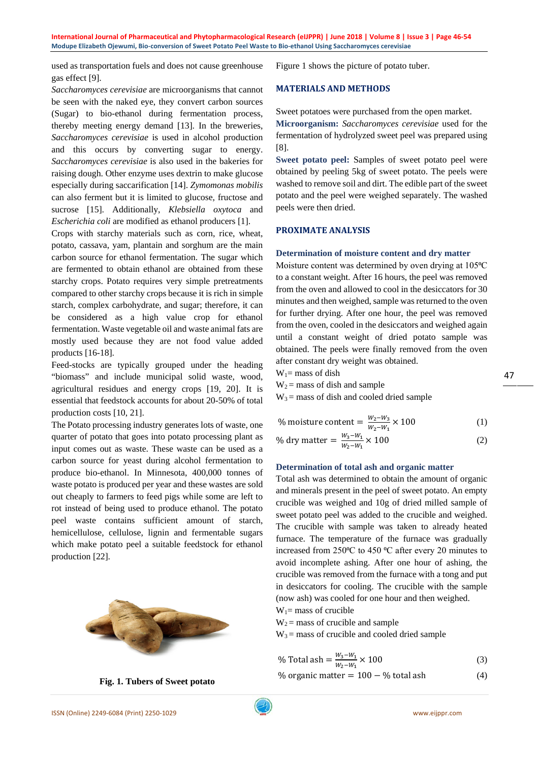used as transportation fuels and does not cause greenhouse gas effect [9].

*Saccharomyces cerevisiae* are microorganisms that cannot be seen with the naked eye, they convert carbon sources (Sugar) to bio-ethanol during fermentation process, thereby meeting energy demand [13]. In the breweries, *Saccharomyces cerevisiae* is used in alcohol production and this occurs by converting sugar to energy. *Saccharomyces cerevisiae* is also used in the bakeries for raising dough. Other enzyme uses dextrin to make glucose especially during saccarification [14]. *Zymomonas mobilis* can also ferment but it is limited to glucose, fructose and sucrose [15]. Additionally, *Klebsiella oxytoca* and *Escherichia coli* are modified as ethanol producers [1].

Crops with starchy materials such as corn, rice, wheat, potato, cassava, yam, plantain and sorghum are the main carbon source for ethanol fermentation. The sugar which are fermented to obtain ethanol are obtained from these starchy crops. Potato requires very simple pretreatments compared to other starchy crops because it is rich in simple starch, complex carbohydrate, and sugar; therefore, it can be considered as a high value crop for ethanol fermentation. Waste vegetable oil and waste animal fats are mostly used because they are not food value added products [16-18].

Feed-stocks are typically grouped under the heading "biomass" and include municipal solid waste, wood, agricultural residues and energy crops [19, 20]. It is essential that feedstock accounts for about 20-50% of total production costs [10, 21].

The Potato processing industry generates lots of waste, one quarter of potato that goes into potato processing plant as input comes out as waste. These waste can be used as a carbon source for yeast during alcohol fermentation to produce bio-ethanol. In Minnesota, 400,000 tonnes of waste potato is produced per year and these wastes are sold out cheaply to farmers to feed pigs while some are left to rot instead of being used to produce ethanol. The potato peel waste contains sufficient amount of starch, hemicellulose, cellulose, lignin and fermentable sugars which make potato peel a suitable feedstock for ethanol production [22].

**Fig. 1. Tubers of Sweet potato**

Figure 1 shows the picture of potato tuber.

## MATERIALS AND METHODS

Sweet potatoes were purchased from the open market.

**Microorganism:** *Saccharomyces cerevisiae* used for the fermentation of hydrolyzed sweet peel was prepared using [8].

**Sweet potato peel:** Samples of sweet potato peel were obtained by peeling 5kg of sweet potato. The peels were washed to remove soil and dirt. The edible part of the sweet potato and the peel were weighed separately. The washed peels were then dried.

## PROXIMATE ANALYSIS

### Determination of moisture content and dry matter

Moisture content was determined by oven drying at 105ºC to a constant weight. After 16 hours, the peel was removed from the oven and allowed to cool in the desiccators for 30 minutes and then weighed, sample was returned to the oven for further drying. After one hour, the peel was removed from the oven, cooled in the desiccators and weighed again until a constant weight of dried potato sample was obtained. The peels were finally removed from the oven after constant dry weight was obtained.

$W_1$ = mass of dish

$W_2$ = mass of dish and sample

$W_3$ = mass of dish and cooled dried sample

$$\%\ \text{moisture content} = \frac{W_2 - W_3}{W_2 - W_1} \times 100 \quad (1)$$

$$\%\ \text{dry matter} = \frac{W_3 - W_1}{W_2 - W_1} \times 100 \quad (2)$$

### Determination of total ash and organic matter

Total ash was determined to obtain the amount of organic and minerals present in the peel of sweet potato. An empty crucible was weighed and 10g of dried milled sample of sweet potato peel was added to the crucible and weighed. The crucible with sample was taken to already heated furnace. The temperature of the furnace was gradually increased from 250ºC to 450 ºC after every 20 minutes to avoid incomplete ashing. After one hour of ashing, the crucible was removed from the furnace with a tong and put in desiccators for cooling. The crucible with the sample (now ash) was cooled for one hour and then weighed.

$W_1$ = mass of crucible

$W_2$ = mass of crucible and sample

$W_3$ = mass of crucible and cooled dried sample

$$\%\ \text{Total ash} = \frac{W_3 - W_1}{W_2 - W_1} \times 100 \quad (3)$$

$$\%\ \text{organic matter} = 100 - \%\ \text{total ash} \quad (4)$$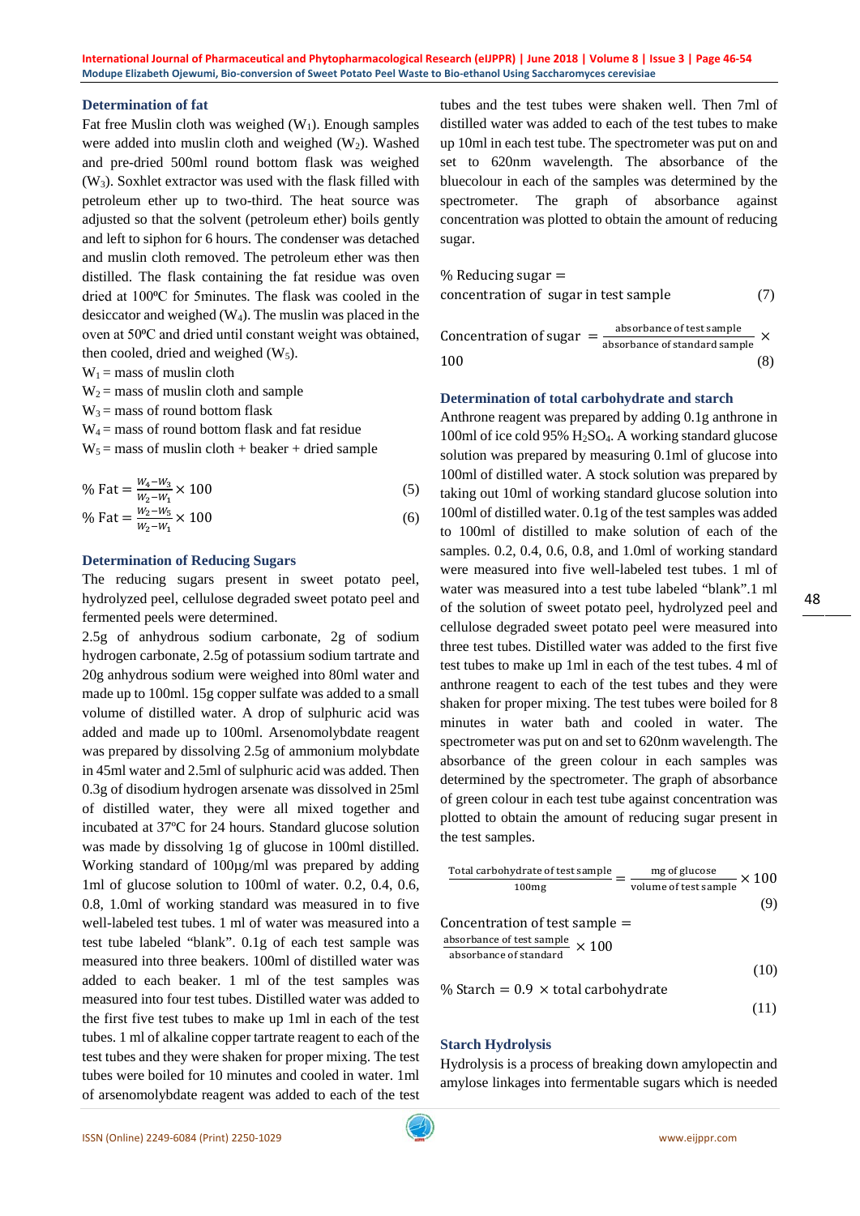### Determination of fat

Fat free Muslin cloth was weighed ($W_1$). Enough samples were added into muslin cloth and weighed ($W_2$). Washed and pre-dried 500ml round bottom flask was weighed ($W_3$). Soxhlet extractor was used with the flask filled with petroleum ether up to two-third. The heat source was adjusted so that the solvent (petroleum ether) boils gently and left to siphon for 6 hours. The condenser was detached and muslin cloth removed. The petroleum ether was then distilled. The flask containing the fat residue was oven dried at 100ºC for 5minutes. The flask was cooled in the desiccator and weighed ($W_4$). The muslin was placed in the oven at 50ºC and dried until constant weight was obtained, then cooled, dried and weighed ($W_5$).

$W_1$ = mass of muslin cloth
$W_2$ = mass of muslin cloth and sample
$W_3$ = mass of round bottom flask
$W_4$ = mass of round bottom flask and fat residue
$W_5$ = mass of muslin cloth + beaker + dried sample

$$\%\ \text{Fat} = \frac{W_4 - W_3}{W_2 - W_1} \times 100 \qquad (5)$$

$$\%\ \text{Fat} = \frac{W_2 - W_5}{W_2 - W_1} \times 100 \qquad (6)$$

### Determination of Reducing Sugars

The reducing sugars present in sweet potato peel, hydrolyzed peel, cellulose degraded sweet potato peel and fermented peels were determined.

2.5g of anhydrous sodium carbonate, 2g of sodium hydrogen carbonate, 2.5g of potassium sodium tartrate and 20g anhydrous sodium were weighed into 80ml water and made up to 100ml. 15g copper sulfate was added to a small volume of distilled water. A drop of sulphuric acid was added and made up to 100ml. Arsenomolybdate reagent was prepared by dissolving 2.5g of ammonium molybdate in 45ml water and 2.5ml of sulphuric acid was added. Then 0.3g of disodium hydrogen arsenate was dissolved in 25ml of distilled water, they were all mixed together and incubated at 37ºC for 24 hours. Standard glucose solution was made by dissolving 1g of glucose in 100ml distilled. Working standard of 100µg/ml was prepared by adding 1ml of glucose solution to 100ml of water. 0.2, 0.4, 0.6, 0.8, 1.0ml of working standard was measured in to five well-labeled test tubes. 1 ml of water was measured into a test tube labeled "blank". 0.1g of each test sample was measured into three beakers. 100ml of distilled water was added to each beaker. 1 ml of the test samples was measured into four test tubes. Distilled water was added to the first five test tubes to make up 1ml in each of the test tubes. 1 ml of alkaline copper tartrate reagent to each of the test tubes and they were shaken for proper mixing. The test tubes were boiled for 10 minutes and cooled in water. 1ml of arsenomolybdate reagent was added to each of the test tubes and the test tubes were shaken well. Then 7ml of distilled water was added to each of the test tubes to make up 10ml in each test tube. The spectrometer was put on and set to 620nm wavelength. The absorbance of the bluecolour in each of the samples was determined by the spectrometer. The graph of absorbance against concentration was plotted to obtain the amount of reducing sugar.

$$\%\ \text{Reducing sugar} = \text{concentration of sugar in test sample} \qquad (7)$$

$$\text{Concentration of sugar} = \frac{\text{absorbance of test sample}}{\text{absorbance of standard sample}} \times 100 \qquad (8)$$

### Determination of total carbohydrate and starch

Anthrone reagent was prepared by adding 0.1g anthrone in 100ml of ice cold 95% $H_2SO_4$. A working standard glucose solution was prepared by measuring 0.1ml of glucose into 100ml of distilled water. A stock solution was prepared by taking out 10ml of working standard glucose solution into 100ml of distilled water. 0.1g of the test samples was added to 100ml of distilled to make solution of each of the samples. 0.2, 0.4, 0.6, 0.8, and 1.0ml of working standard were measured into five well-labeled test tubes. 1 ml of water was measured into a test tube labeled "blank".1 ml of the solution of sweet potato peel, hydrolyzed peel and cellulose degraded sweet potato peel were measured into three test tubes. Distilled water was added to the first five test tubes to make up 1ml in each of the test tubes. 4 ml of anthrone reagent to each of the test tubes and they were shaken for proper mixing. The test tubes were boiled for 8 minutes in water bath and cooled in water. The spectrometer was put on and set to 620nm wavelength. The absorbance of the green colour in each samples was determined by the spectrometer. The graph of absorbance of green colour in each test tube against concentration was plotted to obtain the amount of reducing sugar present in the test samples.

$$\frac{\text{Total carbohydrate of test sample}}{100\text{mg}} = \frac{\text{mg of glucose}}{\text{volume of test sample}} \times 100 \qquad (9)$$

$$\text{Concentration of test sample} = \frac{\text{absorbance of test sample}}{\text{absorbance of standard}} \times 100 \qquad (10)$$

$$\%\ \text{Starch} = 0.9 \times \text{total carbohydrate} \qquad (11)$$

### Starch Hydrolysis

Hydrolysis is a process of breaking down amylopectin and amylose linkages into fermentable sugars which is needed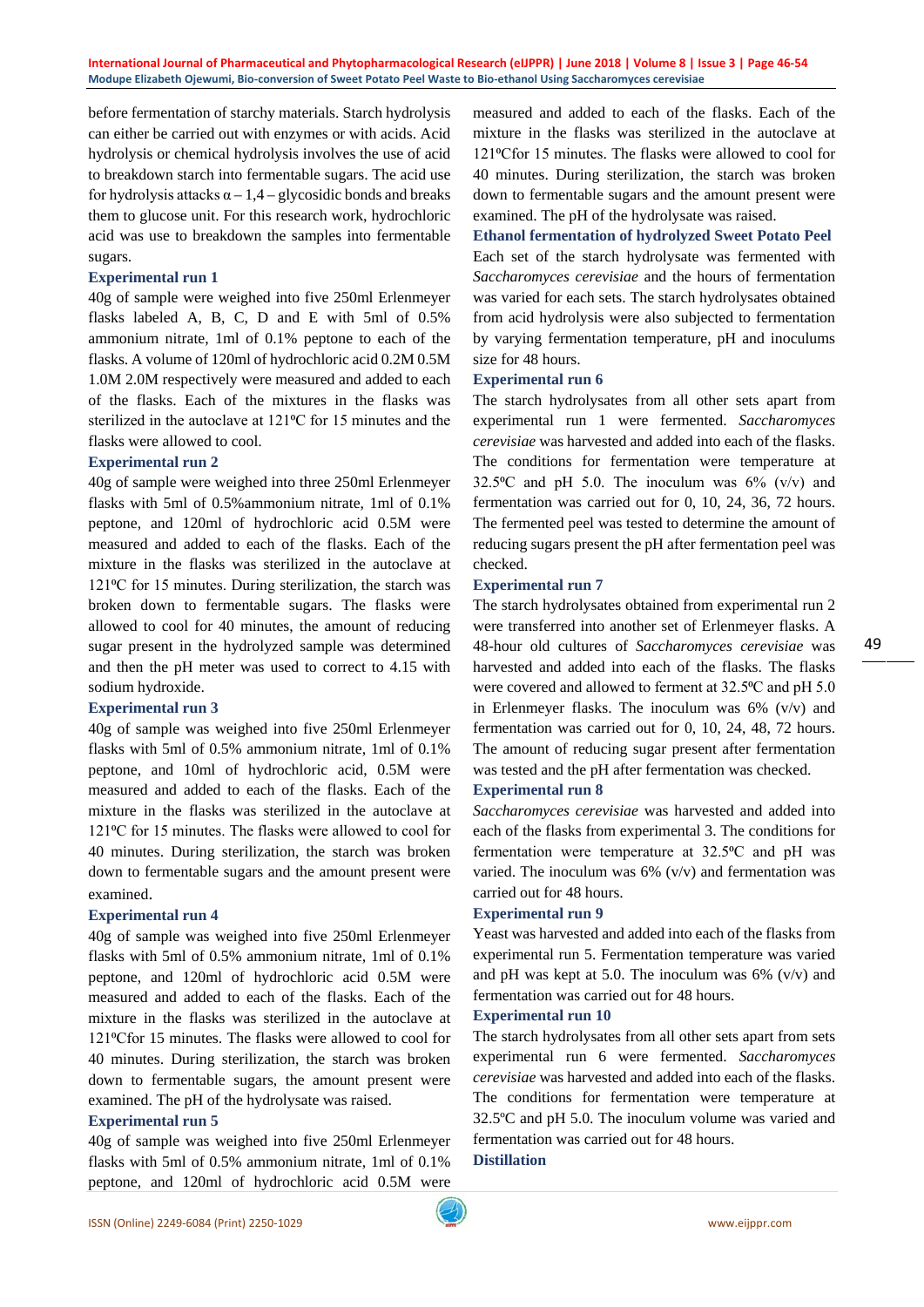before fermentation of starchy materials. Starch hydrolysis can either be carried out with enzymes or with acids. Acid hydrolysis or chemical hydrolysis involves the use of acid to breakdown starch into fermentable sugars. The acid use for hydrolysis attacks $\alpha - 1,4 -$ glycosidic bonds and breaks them to glucose unit. For this research work, hydrochloric acid was use to breakdown the samples into fermentable sugars.

### Experimental run 1

40g of sample were weighed into five 250ml Erlenmeyer flasks labeled A, B, C, D and E with 5ml of 0.5% ammonium nitrate, 1ml of 0.1% peptone to each of the flasks. A volume of 120ml of hydrochloric acid 0.2M 0.5M 1.0M 2.0M respectively were measured and added to each of the flasks. Each of the mixtures in the flasks was sterilized in the autoclave at 121ºC for 15 minutes and the flasks were allowed to cool.

### Experimental run 2

40g of sample were weighed into three 250ml Erlenmeyer flasks with 5ml of 0.5%ammonium nitrate, 1ml of 0.1% peptone, and 120ml of hydrochloric acid 0.5M were measured and added to each of the flasks. Each of the mixture in the flasks was sterilized in the autoclave at 121ºC for 15 minutes. During sterilization, the starch was broken down to fermentable sugars. The flasks were allowed to cool for 40 minutes, the amount of reducing sugar present in the hydrolyzed sample was determined and then the pH meter was used to correct to 4.15 with sodium hydroxide.

### Experimental run 3

40g of sample was weighed into five 250ml Erlenmeyer flasks with 5ml of 0.5% ammonium nitrate, 1ml of 0.1% peptone, and 10ml of hydrochloric acid, 0.5M were measured and added to each of the flasks. Each of the mixture in the flasks was sterilized in the autoclave at 121ºC for 15 minutes. The flasks were allowed to cool for 40 minutes. During sterilization, the starch was broken down to fermentable sugars and the amount present were examined.

### Experimental run 4

40g of sample was weighed into five 250ml Erlenmeyer flasks with 5ml of 0.5% ammonium nitrate, 1ml of 0.1% peptone, and 120ml of hydrochloric acid 0.5M were measured and added to each of the flasks. Each of the mixture in the flasks was sterilized in the autoclave at 121ºCfor 15 minutes. The flasks were allowed to cool for 40 minutes. During sterilization, the starch was broken down to fermentable sugars, the amount present were examined. The pH of the hydrolysate was raised.

### Experimental run 5

40g of sample was weighed into five 250ml Erlenmeyer flasks with 5ml of 0.5% ammonium nitrate, 1ml of 0.1% peptone, and 120ml of hydrochloric acid 0.5M were measured and added to each of the flasks. Each of the mixture in the flasks was sterilized in the autoclave at 121ºCfor 15 minutes. The flasks were allowed to cool for 40 minutes. During sterilization, the starch was broken down to fermentable sugars and the amount present were examined. The pH of the hydrolysate was raised.

### Ethanol fermentation of hydrolyzed Sweet Potato Peel

Each set of the starch hydrolysate was fermented with *Saccharomyces cerevisiae* and the hours of fermentation was varied for each sets. The starch hydrolysates obtained from acid hydrolysis were also subjected to fermentation by varying fermentation temperature, pH and inoculums size for 48 hours.

### Experimental run 6

The starch hydrolysates from all other sets apart from experimental run 1 were fermented. *Saccharomyces cerevisiae* was harvested and added into each of the flasks. The conditions for fermentation were temperature at 32.5ºC and pH 5.0. The inoculum was 6% (v/v) and fermentation was carried out for 0, 10, 24, 36, 72 hours. The fermented peel was tested to determine the amount of reducing sugars present the pH after fermentation peel was checked.

### Experimental run 7

The starch hydrolysates obtained from experimental run 2 were transferred into another set of Erlenmeyer flasks. A 48-hour old cultures of *Saccharomyces cerevisiae* was harvested and added into each of the flasks. The flasks were covered and allowed to ferment at 32.5ºC and pH 5.0 in Erlenmeyer flasks. The inoculum was 6% (v/v) and fermentation was carried out for 0, 10, 24, 48, 72 hours. The amount of reducing sugar present after fermentation was tested and the pH after fermentation was checked.

### Experimental run 8

*Saccharomyces cerevisiae* was harvested and added into each of the flasks from experimental 3. The conditions for fermentation were temperature at 32.5ºC and pH was varied. The inoculum was 6% (v/v) and fermentation was carried out for 48 hours.

### Experimental run 9

Yeast was harvested and added into each of the flasks from experimental run 5. Fermentation temperature was varied and pH was kept at 5.0. The inoculum was 6% (v/v) and fermentation was carried out for 48 hours.

### Experimental run 10

The starch hydrolysates from all other sets apart from sets experimental run 6 were fermented. *Saccharomyces cerevisiae* was harvested and added into each of the flasks. The conditions for fermentation were temperature at 32.5ºC and pH 5.0. The inoculum volume was varied and fermentation was carried out for 48 hours.

### Distillation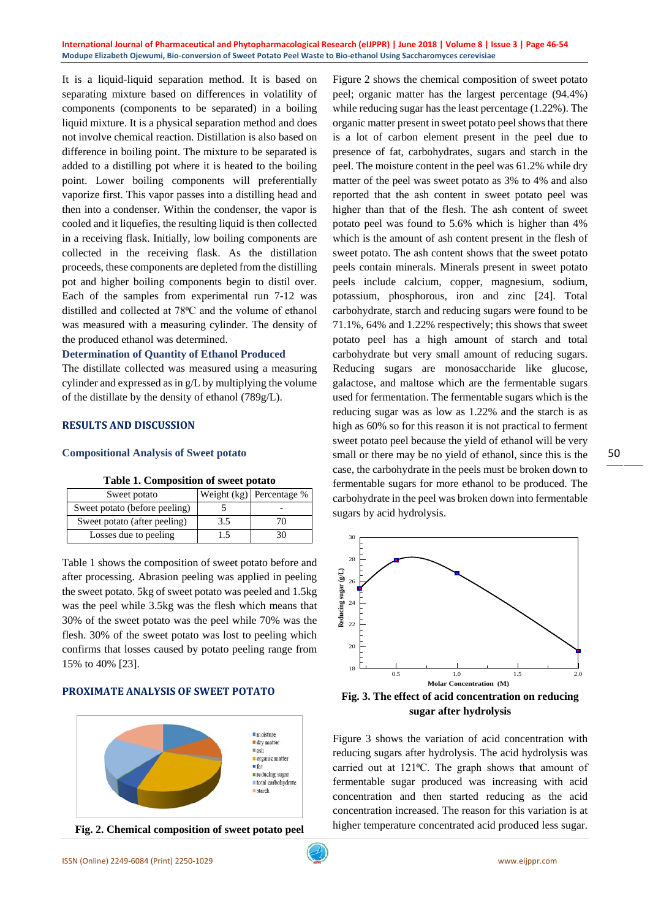It is a liquid-liquid separation method. It is based on separating mixture based on differences in volatility of components (components to be separated) in a boiling liquid mixture. It is a physical separation method and does not involve chemical reaction. Distillation is also based on difference in boiling point. The mixture to be separated is added to a distilling pot where it is heated to the boiling point. Lower boiling components will preferentially vaporize first. This vapor passes into a distilling head and then into a condenser. Within the condenser, the vapor is cooled and it liquefies, the resulting liquid is then collected in a receiving flask. Initially, low boiling components are collected in the receiving flask. As the distillation proceeds, these components are depleted from the distilling pot and higher boiling components begin to distil over. Each of the samples from experimental run 7-12 was distilled and collected at 78ºC and the volume of ethanol was measured with a measuring cylinder. The density of the produced ethanol was determined.

### Determination of Quantity of Ethanol Produced

The distillate collected was measured using a measuring cylinder and expressed as in g/L by multiplying the volume of the distillate by the density of ethanol (789g/L).

## RESULTS AND DISCUSSION

### Compositional Analysis of Sweet potato

**Table 1. Composition of sweet potato**

| Sweet potato | Weight (kg) | Percentage % |
|---|---|---|
| Sweet potato (before peeling) | 5 | - |
| Sweet potato (after peeling) | 3.5 | 70 |
| Losses due to peeling | 1.5 | 30 |

Table 1 shows the composition of sweet potato before and after processing. Abrasion peeling was applied in peeling the sweet potato. 5kg of sweet potato was peeled and 1.5kg was the peel while 3.5kg was the flesh which means that 30% of the sweet potato was the peel while 70% was the flesh. 30% of the sweet potato was lost to peeling which confirms that losses caused by potato peeling range from 15% to 40% [23].

## PROXIMATE ANALYSIS OF SWEET POTATO

**Fig. 2. Chemical composition of sweet potato peel**

Figure 2 shows the chemical composition of sweet potato peel; organic matter has the largest percentage (94.4%) while reducing sugar has the least percentage (1.22%). The organic matter present in sweet potato peel shows that there is a lot of carbon element present in the peel due to presence of fat, carbohydrates, sugars and starch in the peel. The moisture content in the peel was 61.2% while dry matter of the peel was sweet potato as 3% to 4% and also reported that the ash content in sweet potato peel was higher than that of the flesh. The ash content of sweet potato peel was found to 5.6% which is higher than 4% which is the amount of ash content present in the flesh of sweet potato. The ash content shows that the sweet potato peels contain minerals. Minerals present in sweet potato peels include calcium, copper, magnesium, sodium, potassium, phosphorous, iron and zinc [24]. Total carbohydrate, starch and reducing sugars were found to be 71.1%, 64% and 1.22% respectively; this shows that sweet potato peel has a high amount of starch and total carbohydrate but very small amount of reducing sugars. Reducing sugars are monosaccharide like glucose, galactose, and maltose which are the fermentable sugars used for fermentation. The fermentable sugars which is the reducing sugar was as low as 1.22% and the starch is as high as 60% so for this reason it is not practical to ferment sweet potato peel because the yield of ethanol will be very small or there may be no yield of ethanol, since this is the case, the carbohydrate in the peels must be broken down to fermentable sugars for more ethanol to be produced. The carbohydrate in the peel was broken down into fermentable sugars by acid hydrolysis.

**Fig. 3. The effect of acid concentration on reducing sugar after hydrolysis**

Figure 3 shows the variation of acid concentration with reducing sugars after hydrolysis. The acid hydrolysis was carried out at 121ºC. The graph shows that amount of fermentable sugar produced was increasing with acid concentration and then started reducing as the acid concentration increased. The reason for this variation is at higher temperature concentrated acid produced less sugar.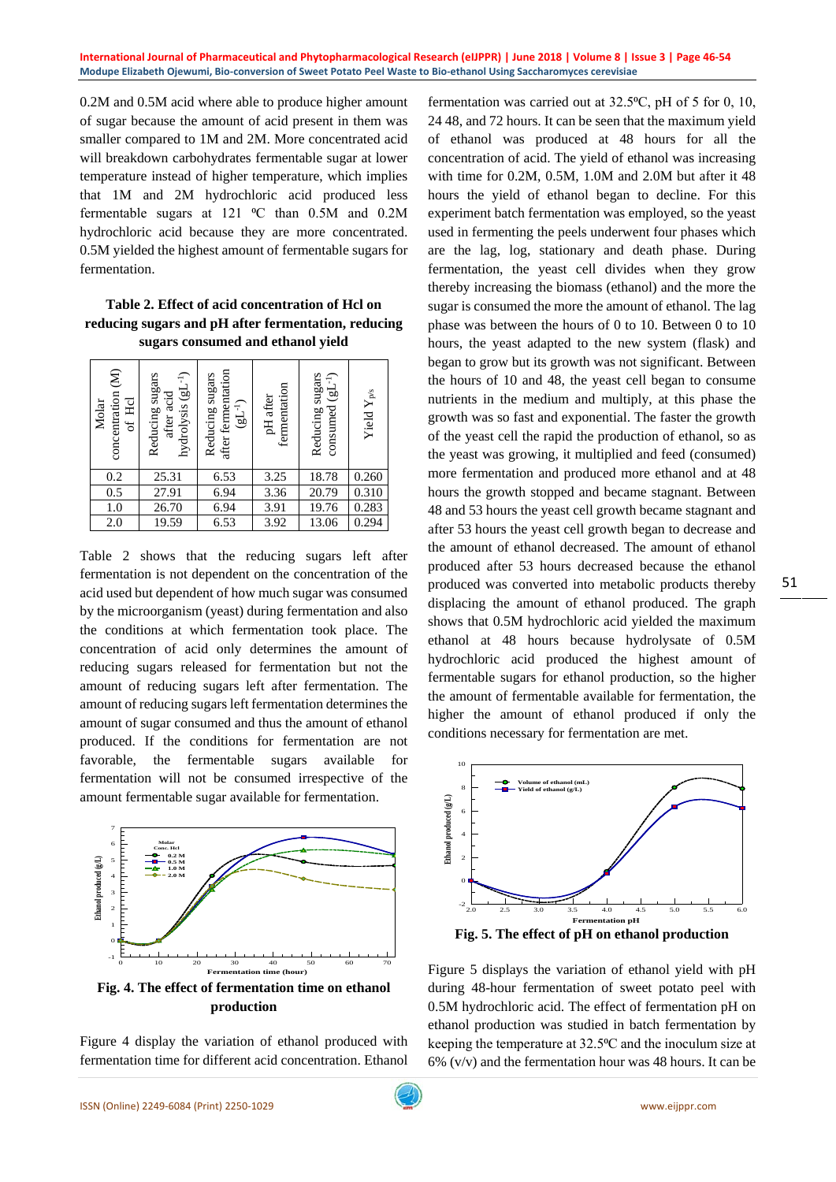0.2M and 0.5M acid where able to produce higher amount of sugar because the amount of acid present in them was smaller compared to 1M and 2M. More concentrated acid will breakdown carbohydrates fermentable sugar at lower temperature instead of higher temperature, which implies that 1M and 2M hydrochloric acid produced less fermentable sugars at 121 ºC than 0.5M and 0.2M hydrochloric acid because they are more concentrated. 0.5M yielded the highest amount of fermentable sugars for fermentation.

**Table 2. Effect of acid concentration of Hcl on reducing sugars and pH after fermentation, reducing sugars consumed and ethanol yield**

| Molar concentration (M) of Hcl | Reducing sugars after acid hydrolysis ($gL^{-1}$) | Reducing sugars after fermentation ($gL^{-1}$) | pH after fermentation | Reducing sugars consumed ($gL^{-1}$) | Yield $Y_{p/s}$ |
|---|---|---|---|---|---|
| 0.2 | 25.31 | 6.53 | 3.25 | 18.78 | 0.260 |
| 0.5 | 27.91 | 6.94 | 3.36 | 20.79 | 0.310 |
| 1.0 | 26.70 | 6.94 | 3.91 | 19.76 | 0.283 |
| 2.0 | 19.59 | 6.53 | 3.92 | 13.06 | 0.294 |

Table 2 shows that the reducing sugars left after fermentation is not dependent on the concentration of the acid used but dependent of how much sugar was consumed by the microorganism (yeast) during fermentation and also the conditions at which fermentation took place. The concentration of acid only determines the amount of reducing sugars released for fermentation but not the amount of reducing sugars left after fermentation. The amount of reducing sugars left fermentation determines the amount of sugar consumed and thus the amount of ethanol produced. If the conditions for fermentation are not favorable, the fermentable sugars available for fermentation will not be consumed irrespective of the amount fermentable sugar available for fermentation.

**Fig. 4. The effect of fermentation time on ethanol production**

Figure 4 display the variation of ethanol produced with fermentation time for different acid concentration. Ethanol fermentation was carried out at 32.5ºC, pH of 5 for 0, 10, 24 48, and 72 hours. It can be seen that the maximum yield of ethanol was produced at 48 hours for all the concentration of acid. The yield of ethanol was increasing with time for 0.2M, 0.5M, 1.0M and 2.0M but after it 48 hours the yield of ethanol began to decline. For this experiment batch fermentation was employed, so the yeast used in fermenting the peels underwent four phases which are the lag, log, stationary and death phase. During fermentation, the yeast cell divides when they grow thereby increasing the biomass (ethanol) and the more the sugar is consumed the more the amount of ethanol. The lag phase was between the hours of 0 to 10. Between 0 to 10 hours, the yeast adapted to the new system (flask) and began to grow but its growth was not significant. Between the hours of 10 and 48, the yeast cell began to consume nutrients in the medium and multiply, at this phase the growth was so fast and exponential. The faster the growth of the yeast cell the rapid the production of ethanol, so as the yeast was growing, it multiplied and feed (consumed) more fermentation and produced more ethanol and at 48 hours the growth stopped and became stagnant. Between 48 and 53 hours the yeast cell growth became stagnant and after 53 hours the yeast cell growth began to decrease and the amount of ethanol decreased. The amount of ethanol produced after 53 hours decreased because the ethanol produced was converted into metabolic products thereby displacing the amount of ethanol produced. The graph shows that 0.5M hydrochloric acid yielded the maximum ethanol at 48 hours because hydrolysate of 0.5M hydrochloric acid produced the highest amount of fermentable sugars for ethanol production, so the higher the amount of fermentable available for fermentation, the higher the amount of ethanol produced if only the conditions necessary for fermentation are met.

**Fig. 5. The effect of pH on ethanol production**

Figure 5 displays the variation of ethanol yield with pH during 48-hour fermentation of sweet potato peel with 0.5M hydrochloric acid. The effect of fermentation pH on ethanol production was studied in batch fermentation by keeping the temperature at 32.5ºC and the inoculum size at 6% (v/v) and the fermentation hour was 48 hours. It can be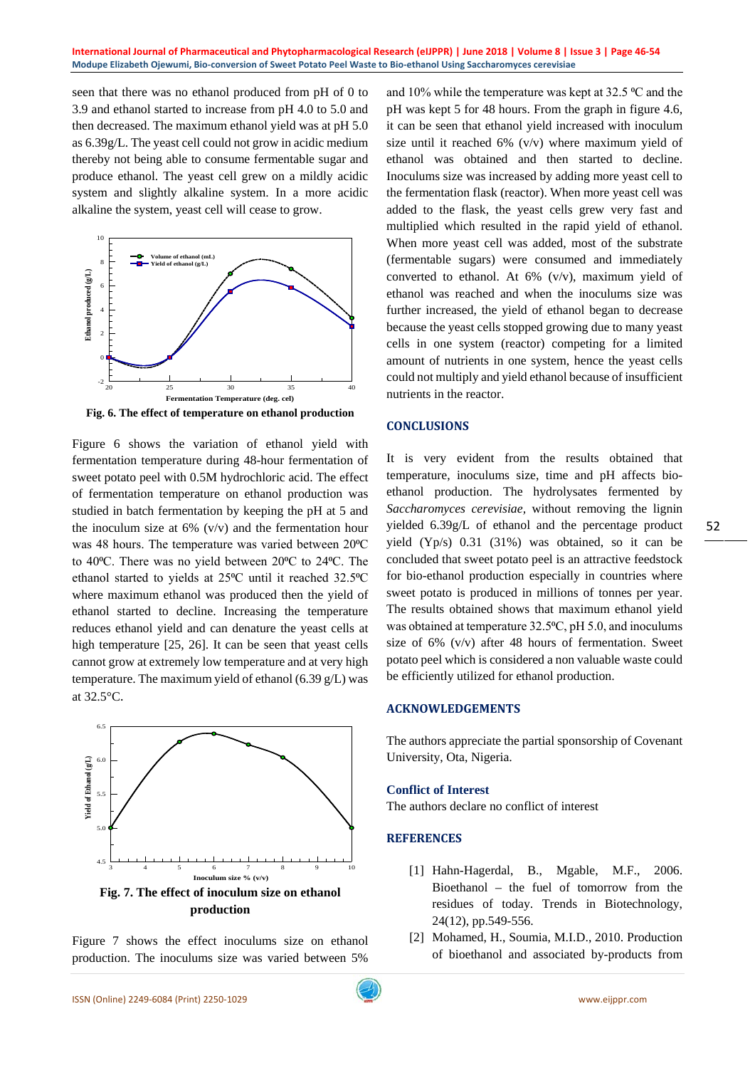seen that there was no ethanol produced from pH of 0 to 3.9 and ethanol started to increase from pH 4.0 to 5.0 and then decreased. The maximum ethanol yield was at pH 5.0 as 6.39g/L. The yeast cell could not grow in acidic medium thereby not being able to consume fermentable sugar and produce ethanol. The yeast cell grew on a mildly acidic system and slightly alkaline system. In a more acidic alkaline the system, yeast cell will cease to grow.

**Fig. 6. The effect of temperature on ethanol production**

Figure 6 shows the variation of ethanol yield with fermentation temperature during 48-hour fermentation of sweet potato peel with 0.5M hydrochloric acid. The effect of fermentation temperature on ethanol production was studied in batch fermentation by keeping the pH at 5 and the inoculum size at 6% (v/v) and the fermentation hour was 48 hours. The temperature was varied between 20ºC to 40ºC. There was no yield between 20ºC to 24ºC. The ethanol started to yields at 25ºC until it reached 32.5ºC where maximum ethanol was produced then the yield of ethanol started to decline. Increasing the temperature reduces ethanol yield and can denature the yeast cells at high temperature [25, 26]. It can be seen that yeast cells cannot grow at extremely low temperature and at very high temperature. The maximum yield of ethanol (6.39 g/L) was at 32.5°C.

**Fig. 7. The effect of inoculum size on ethanol production**

Figure 7 shows the effect inoculums size on ethanol production. The inoculums size was varied between 5% and 10% while the temperature was kept at 32.5 ºC and the pH was kept 5 for 48 hours. From the graph in figure 4.6, it can be seen that ethanol yield increased with inoculum size until it reached 6% (v/v) where maximum yield of ethanol was obtained and then started to decline. Inoculums size was increased by adding more yeast cell to the fermentation flask (reactor). When more yeast cell was added to the flask, the yeast cells grew very fast and multiplied which resulted in the rapid yield of ethanol. When more yeast cell was added, most of the substrate (fermentable sugars) were consumed and immediately converted to ethanol. At 6% (v/v), maximum yield of ethanol was reached and when the inoculums size was further increased, the yield of ethanol began to decrease because the yeast cells stopped growing due to many yeast cells in one system (reactor) competing for a limited amount of nutrients in one system, hence the yeast cells could not multiply and yield ethanol because of insufficient nutrients in the reactor.

## CONCLUSIONS

It is very evident from the results obtained that temperature, inoculums size, time and pH affects bio-ethanol production. The hydrolysates fermented by *Saccharomyces cerevisiae,* without removing the lignin yielded 6.39g/L of ethanol and the percentage product yield (Yp/s) 0.31 (31%) was obtained, so it can be concluded that sweet potato peel is an attractive feedstock for bio-ethanol production especially in countries where sweet potato is produced in millions of tonnes per year. The results obtained shows that maximum ethanol yield was obtained at temperature 32.5ºC, pH 5.0, and inoculums size of 6% (v/v) after 48 hours of fermentation. Sweet potato peel which is considered a non valuable waste could be efficiently utilized for ethanol production.

## ACKNOWLEDGEMENTS

The authors appreciate the partial sponsorship of Covenant University, Ota, Nigeria.

### Conflict of Interest

The authors declare no conflict of interest

## REFERENCES

[1] Hahn-Hagerdal, B., Mgable, M.F., 2006. Bioethanol – the fuel of tomorrow from the residues of today. Trends in Biotechnology, 24(12), pp.549-556.

[2] Mohamed, H., Soumia, M.I.D., 2010. Production of bioethanol and associated by-products from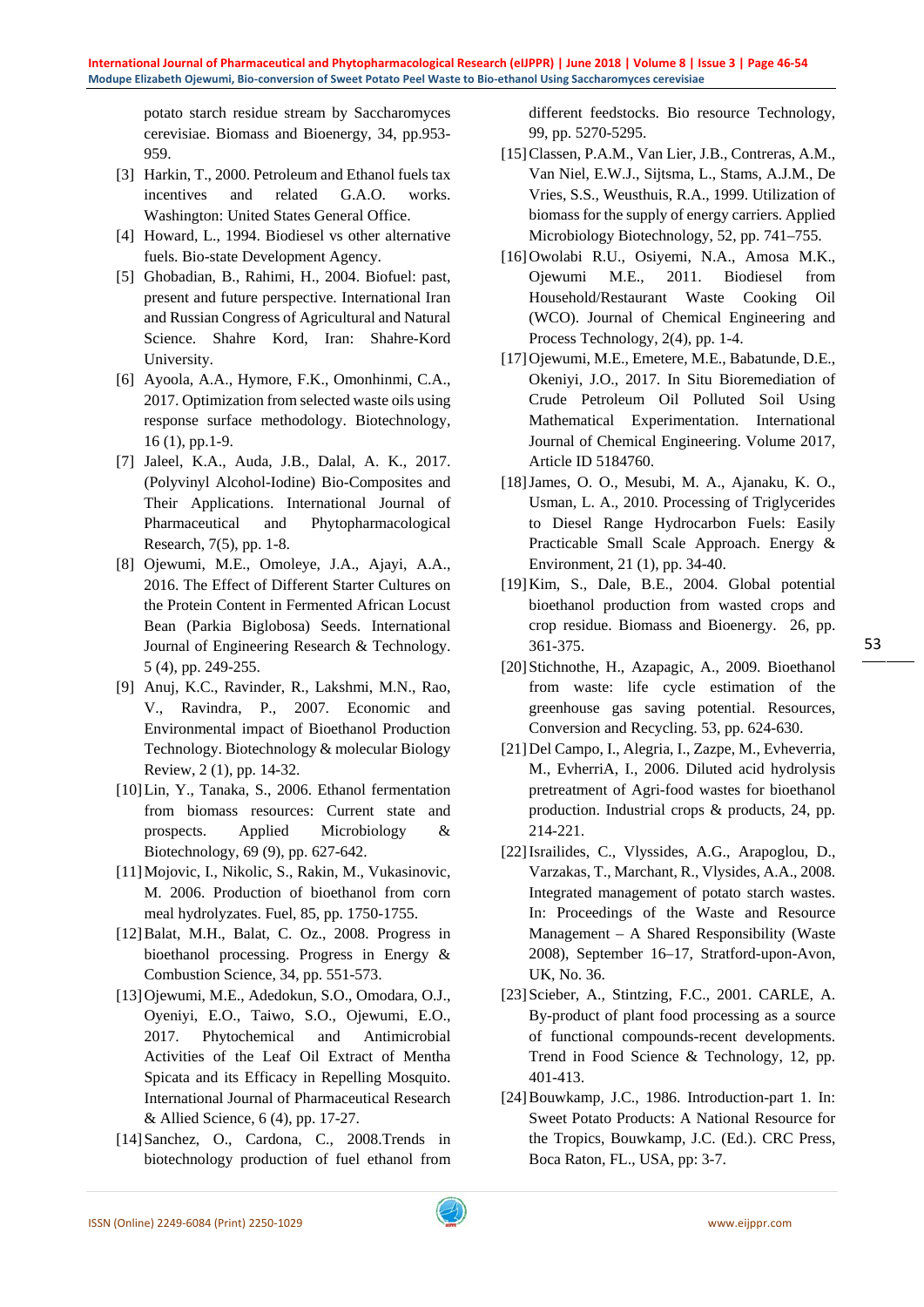potato starch residue stream by Saccharomyces cerevisiae. Biomass and Bioenergy, 34, pp.953-959.

[3] Harkin, T., 2000. Petroleum and Ethanol fuels tax incentives and related G.A.O. works. Washington: United States General Office.

[4] Howard, L., 1994. Biodiesel vs other alternative fuels. Bio-state Development Agency.

[5] Ghobadian, B., Rahimi, H., 2004. Biofuel: past, present and future perspective. International Iran and Russian Congress of Agricultural and Natural Science. Shahre Kord, Iran: Shahre-Kord University.

[6] Ayoola, A.A., Hymore, F.K., Omonhinmi, C.A., 2017. Optimization from selected waste oils using response surface methodology. Biotechnology, 16 (1), pp.1-9.

[7] Jaleel, K.A., Auda, J.B., Dalal, A. K., 2017. (Polyvinyl Alcohol-Iodine) Bio-Composites and Their Applications. International Journal of Pharmaceutical and Phytopharmacological Research, 7(5), pp. 1-8.

[8] Ojewumi, M.E., Omoleye, J.A., Ajayi, A.A., 2016. The Effect of Different Starter Cultures on the Protein Content in Fermented African Locust Bean (Parkia Biglobosa) Seeds. International Journal of Engineering Research & Technology. 5 (4), pp. 249-255.

[9] Anuj, K.C., Ravinder, R., Lakshmi, M.N., Rao, V., Ravindra, P., 2007. Economic and Environmental impact of Bioethanol Production Technology. Biotechnology & molecular Biology Review, 2 (1), pp. 14-32.

[10] Lin, Y., Tanaka, S., 2006. Ethanol fermentation from biomass resources: Current state and prospects. Applied Microbiology & Biotechnology, 69 (9), pp. 627-642.

[11] Mojovic, I., Nikolic, S., Rakin, M., Vukasinovic, M. 2006. Production of bioethanol from corn meal hydrolyzates. Fuel, 85, pp. 1750-1755.

[12] Balat, M.H., Balat, C. Oz., 2008. Progress in bioethanol processing. Progress in Energy & Combustion Science, 34, pp. 551-573.

[13] Ojewumi, M.E., Adedokun, S.O., Omodara, O.J., Oyeniyi, E.O., Taiwo, S.O., Ojewumi, E.O., 2017. Phytochemical and Antimicrobial Activities of the Leaf Oil Extract of Mentha Spicata and its Efficacy in Repelling Mosquito. International Journal of Pharmaceutical Research & Allied Science, 6 (4), pp. 17-27.

[14] Sanchez, O., Cardona, C., 2008.Trends in biotechnology production of fuel ethanol from different feedstocks. Bio resource Technology, 99, pp. 5270-5295.

[15] Classen, P.A.M., Van Lier, J.B., Contreras, A.M., Van Niel, E.W.J., Sijtsma, L., Stams, A.J.M., De Vries, S.S., Weusthuis, R.A., 1999. Utilization of biomass for the supply of energy carriers. Applied Microbiology Biotechnology, 52, pp. 741–755.

[16] Owolabi R.U., Osiyemi, N.A., Amosa M.K., Ojewumi M.E., 2011. Biodiesel from Household/Restaurant Waste Cooking Oil (WCO). Journal of Chemical Engineering and Process Technology, 2(4), pp. 1-4.

[17] Ojewumi, M.E., Emetere, M.E., Babatunde, D.E., Okeniyi, J.O., 2017. In Situ Bioremediation of Crude Petroleum Oil Polluted Soil Using Mathematical Experimentation. International Journal of Chemical Engineering. Volume 2017, Article ID 5184760.

[18] James, O. O., Mesubi, M. A., Ajanaku, K. O., Usman, L. A., 2010. Processing of Triglycerides to Diesel Range Hydrocarbon Fuels: Easily Practicable Small Scale Approach. Energy & Environment, 21 (1), pp. 34-40.

[19] Kim, S., Dale, B.E., 2004. Global potential bioethanol production from wasted crops and crop residue. Biomass and Bioenergy. 26, pp. 361-375.

[20] Stichnothe, H., Azapagic, A., 2009. Bioethanol from waste: life cycle estimation of the greenhouse gas saving potential. Resources, Conversion and Recycling. 53, pp. 624-630.

[21] Del Campo, I., Alegria, I., Zazpe, M., Evheverria, M., EvherriA, I., 2006. Diluted acid hydrolysis pretreatment of Agri-food wastes for bioethanol production. Industrial crops & products, 24, pp. 214-221.

[22] Israilides, C., Vlyssides, A.G., Arapoglou, D., Varzakas, T., Marchant, R., Vlysides, A.A., 2008. Integrated management of potato starch wastes. In: Proceedings of the Waste and Resource Management – A Shared Responsibility (Waste 2008), September 16–17, Stratford-upon-Avon, UK, No. 36.

[23] Scieber, A., Stintzing, F.C., 2001. CARLE, A. By-product of plant food processing as a source of functional compounds-recent developments. Trend in Food Science & Technology, 12, pp. 401-413.

[24] Bouwkamp, J.C., 1986. Introduction-part 1. In: Sweet Potato Products: A National Resource for the Tropics, Bouwkamp, J.C. (Ed.). CRC Press, Boca Raton, FL., USA, pp: 3-7.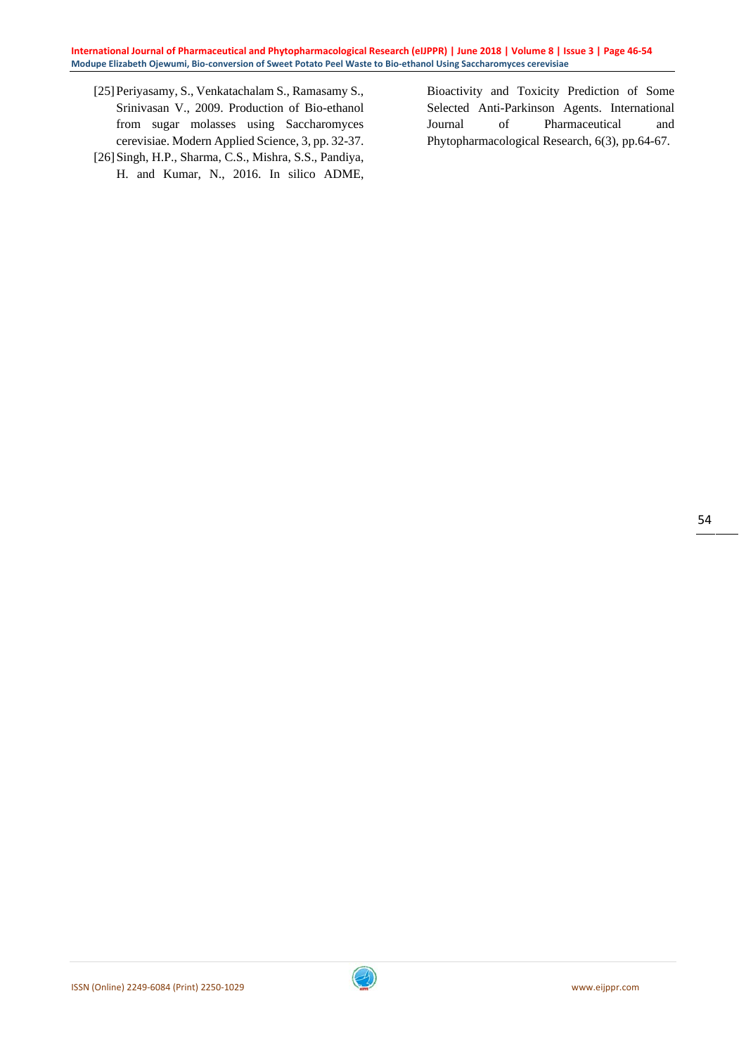[25] Periyasamy, S., Venkatachalam S., Ramasamy S., Srinivasan V., 2009. Production of Bio-ethanol from sugar molasses using Saccharomyces cerevisiae. Modern Applied Science, 3, pp. 32-37.

[26] Singh, H.P., Sharma, C.S., Mishra, S.S., Pandiya, H. and Kumar, N., 2016. In silico ADME, Bioactivity and Toxicity Prediction of Some Selected Anti-Parkinson Agents. International Journal of Pharmaceutical and Phytopharmacological Research, 6(3), pp.64-67.